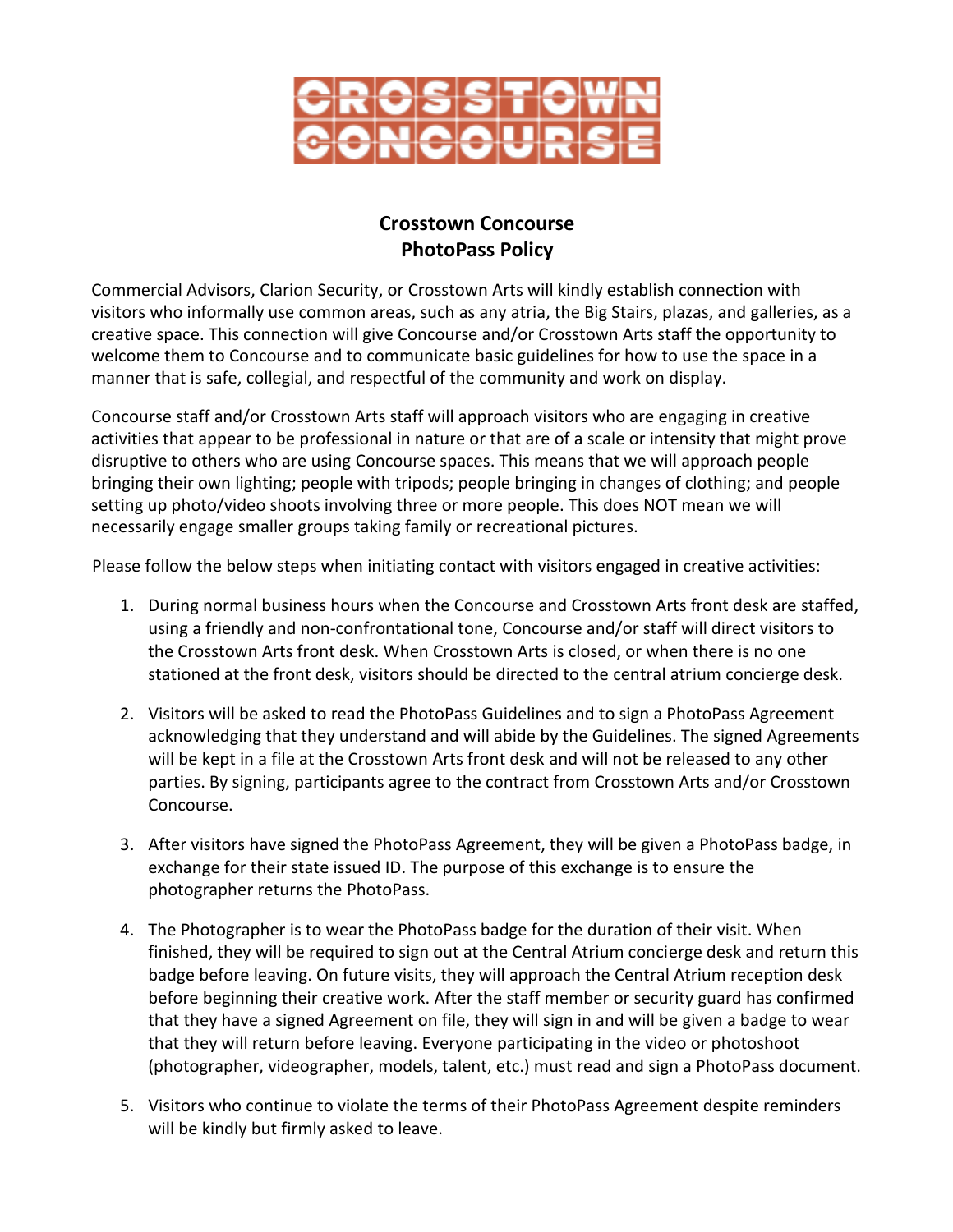# Crosstown Concourse
## PhotoPass Policy

Commercial Advisors, Clarion Security, or Crosstown Arts will kindly establish connection with visitors who informally use common areas, such as any atria, the Big Stairs, plazas, and galleries, as a creative space. This connection will give Concourse and/or Crosstown Arts staff the opportunity to welcome them to Concourse and to communicate basic guidelines for how to use the space in a manner that is safe, collegial, and respectful of the community and work on display.

Concourse staff and/or Crosstown Arts staff will approach visitors who are engaging in creative activities that appear to be professional in nature or that are of a scale or intensity that might prove disruptive to others who are using Concourse spaces. This means that we will approach people bringing their own lighting; people with tripods; people bringing in changes of clothing; and people setting up photo/video shoots involving three or more people. This does NOT mean we will necessarily engage smaller groups taking family or recreational pictures.

Please follow the below steps when initiating contact with visitors engaged in creative activities:

1. During normal business hours when the Concourse and Crosstown Arts front desk are staffed, using a friendly and non-confrontational tone, Concourse and/or staff will direct visitors to the Crosstown Arts front desk. When Crosstown Arts is closed, or when there is no one stationed at the front desk, visitors should be directed to the central atrium concierge desk.

2. Visitors will be asked to read the PhotoPass Guidelines and to sign a PhotoPass Agreement acknowledging that they understand and will abide by the Guidelines. The signed Agreements will be kept in a file at the Crosstown Arts front desk and will not be released to any other parties. By signing, participants agree to the contract from Crosstown Arts and/or Crosstown Concourse.

3. After visitors have signed the PhotoPass Agreement, they will be given a PhotoPass badge, in exchange for their state issued ID. The purpose of this exchange is to ensure the photographer returns the PhotoPass.

4. The Photographer is to wear the PhotoPass badge for the duration of their visit. When finished, they will be required to sign out at the Central Atrium concierge desk and return this badge before leaving. On future visits, they will approach the Central Atrium reception desk before beginning their creative work. After the staff member or security guard has confirmed that they have a signed Agreement on file, they will sign in and will be given a badge to wear that they will return before leaving. Everyone participating in the video or photoshoot (photographer, videographer, models, talent, etc.) must read and sign a PhotoPass document.

5. Visitors who continue to violate the terms of their PhotoPass Agreement despite reminders will be kindly but firmly asked to leave.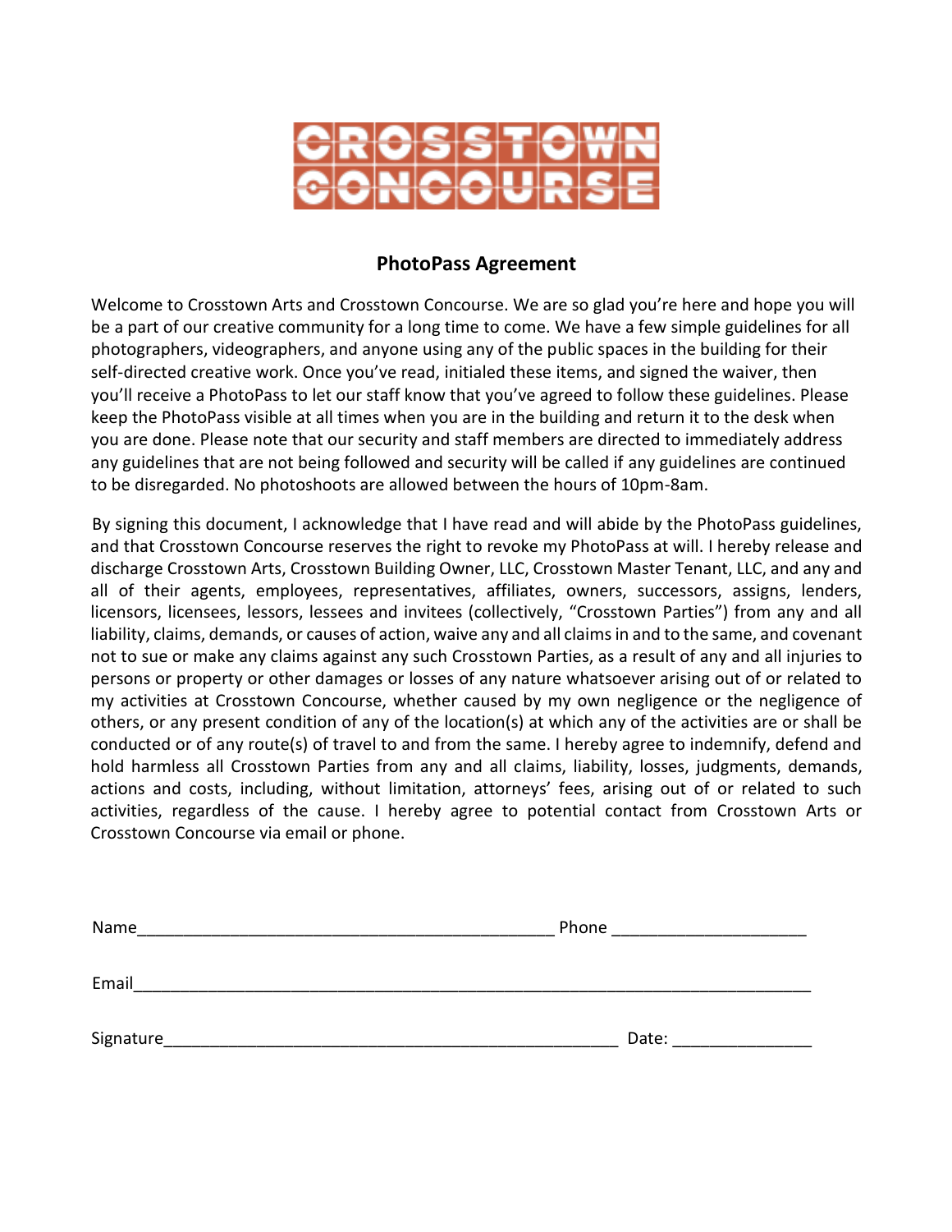CROSSTOWN CONCOURSE

## PhotoPass Agreement

Welcome to Crosstown Arts and Crosstown Concourse. We are so glad you're here and hope you will be a part of our creative community for a long time to come. We have a few simple guidelines for all photographers, videographers, and anyone using any of the public spaces in the building for their self-directed creative work. Once you've read, initialed these items, and signed the waiver, then you'll receive a PhotoPass to let our staff know that you've agreed to follow these guidelines. Please keep the PhotoPass visible at all times when you are in the building and return it to the desk when you are done. Please note that our security and staff members are directed to immediately address any guidelines that are not being followed and security will be called if any guidelines are continued to be disregarded. No photoshoots are allowed between the hours of 10pm-8am.

By signing this document, I acknowledge that I have read and will abide by the PhotoPass guidelines, and that Crosstown Concourse reserves the right to revoke my PhotoPass at will. I hereby release and discharge Crosstown Arts, Crosstown Building Owner, LLC, Crosstown Master Tenant, LLC, and any and all of their agents, employees, representatives, affiliates, owners, successors, assigns, lenders, licensors, licensees, lessors, lessees and invitees (collectively, "Crosstown Parties") from any and all liability, claims, demands, or causes of action, waive any and all claims in and to the same, and covenant not to sue or make any claims against any such Crosstown Parties, as a result of any and all injuries to persons or property or other damages or losses of any nature whatsoever arising out of or related to my activities at Crosstown Concourse, whether caused by my own negligence or the negligence of others, or any present condition of any of the location(s) at which any of the activities are or shall be conducted or of any route(s) of travel to and from the same. I hereby agree to indemnify, defend and hold harmless all Crosstown Parties from any and all claims, liability, losses, judgments, demands, actions and costs, including, without limitation, attorneys' fees, arising out of or related to such activities, regardless of the cause. I hereby agree to potential contact from Crosstown Arts or Crosstown Concourse via email or phone.

Name_____________________________________________ Phone ____________________

Email_________________________________________________________________________

Signature__________________________________________________ Date: ______________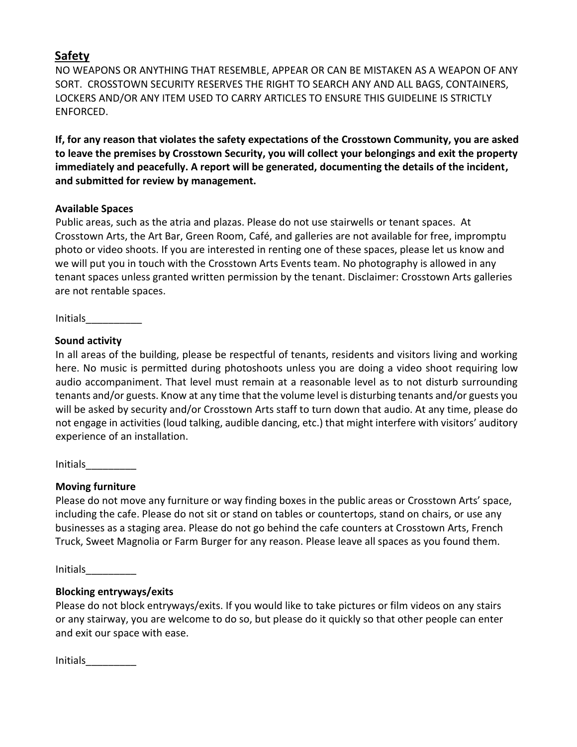## Safety

NO WEAPONS OR ANYTHING THAT RESEMBLE, APPEAR OR CAN BE MISTAKEN AS A WEAPON OF ANY SORT. CROSSTOWN SECURITY RESERVES THE RIGHT TO SEARCH ANY AND ALL BAGS, CONTAINERS, LOCKERS AND/OR ANY ITEM USED TO CARRY ARTICLES TO ENSURE THIS GUIDELINE IS STRICTLY ENFORCED.

**If, for any reason that violates the safety expectations of the Crosstown Community, you are asked to leave the premises by Crosstown Security, you will collect your belongings and exit the property immediately and peacefully. A report will be generated, documenting the details of the incident, and submitted for review by management.**

### Available Spaces

Public areas, such as the atria and plazas. Please do not use stairwells or tenant spaces. At Crosstown Arts, the Art Bar, Green Room, Café, and galleries are not available for free, impromptu photo or video shoots. If you are interested in renting one of these spaces, please let us know and we will put you in touch with the Crosstown Arts Events team. No photography is allowed in any tenant spaces unless granted written permission by the tenant. Disclaimer: Crosstown Arts galleries are not rentable spaces.

Initials__________

### Sound activity

In all areas of the building, please be respectful of tenants, residents and visitors living and working here. No music is permitted during photoshoots unless you are doing a video shoot requiring low audio accompaniment. That level must remain at a reasonable level as to not disturb surrounding tenants and/or guests. Know at any time that the volume level is disturbing tenants and/or guests you will be asked by security and/or Crosstown Arts staff to turn down that audio. At any time, please do not engage in activities (loud talking, audible dancing, etc.) that might interfere with visitors' auditory experience of an installation.

Initials_________

### Moving furniture

Please do not move any furniture or way finding boxes in the public areas or Crosstown Arts' space, including the cafe. Please do not sit or stand on tables or countertops, stand on chairs, or use any businesses as a staging area. Please do not go behind the cafe counters at Crosstown Arts, French Truck, Sweet Magnolia or Farm Burger for any reason. Please leave all spaces as you found them.

Initials_________

### Blocking entryways/exits

Please do not block entryways/exits. If you would like to take pictures or film videos on any stairs or any stairway, you are welcome to do so, but please do it quickly so that other people can enter and exit our space with ease.

Initials_________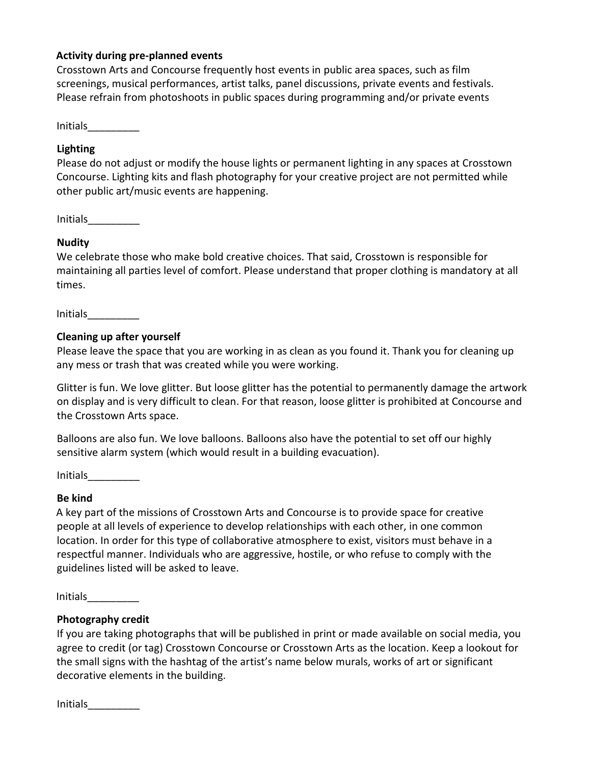**Activity during pre-planned events**

Crosstown Arts and Concourse frequently host events in public area spaces, such as film screenings, musical performances, artist talks, panel discussions, private events and festivals. Please refrain from photoshoots in public spaces during programming and/or private events

Initials_________

**Lighting**

Please do not adjust or modify the house lights or permanent lighting in any spaces at Crosstown Concourse. Lighting kits and flash photography for your creative project are not permitted while other public art/music events are happening.

Initials_________

**Nudity**

We celebrate those who make bold creative choices. That said, Crosstown is responsible for maintaining all parties level of comfort. Please understand that proper clothing is mandatory at all times.

Initials_________

**Cleaning up after yourself**

Please leave the space that you are working in as clean as you found it. Thank you for cleaning up any mess or trash that was created while you were working.

Glitter is fun. We love glitter. But loose glitter has the potential to permanently damage the artwork on display and is very difficult to clean. For that reason, loose glitter is prohibited at Concourse and the Crosstown Arts space.

Balloons are also fun. We love balloons. Balloons also have the potential to set off our highly sensitive alarm system (which would result in a building evacuation).

Initials_________

**Be kind**

A key part of the missions of Crosstown Arts and Concourse is to provide space for creative people at all levels of experience to develop relationships with each other, in one common location. In order for this type of collaborative atmosphere to exist, visitors must behave in a respectful manner. Individuals who are aggressive, hostile, or who refuse to comply with the guidelines listed will be asked to leave.

Initials_________

**Photography credit**

If you are taking photographs that will be published in print or made available on social media, you agree to credit (or tag) Crosstown Concourse or Crosstown Arts as the location. Keep a lookout for the small signs with the hashtag of the artist's name below murals, works of art or significant decorative elements in the building.

Initials_________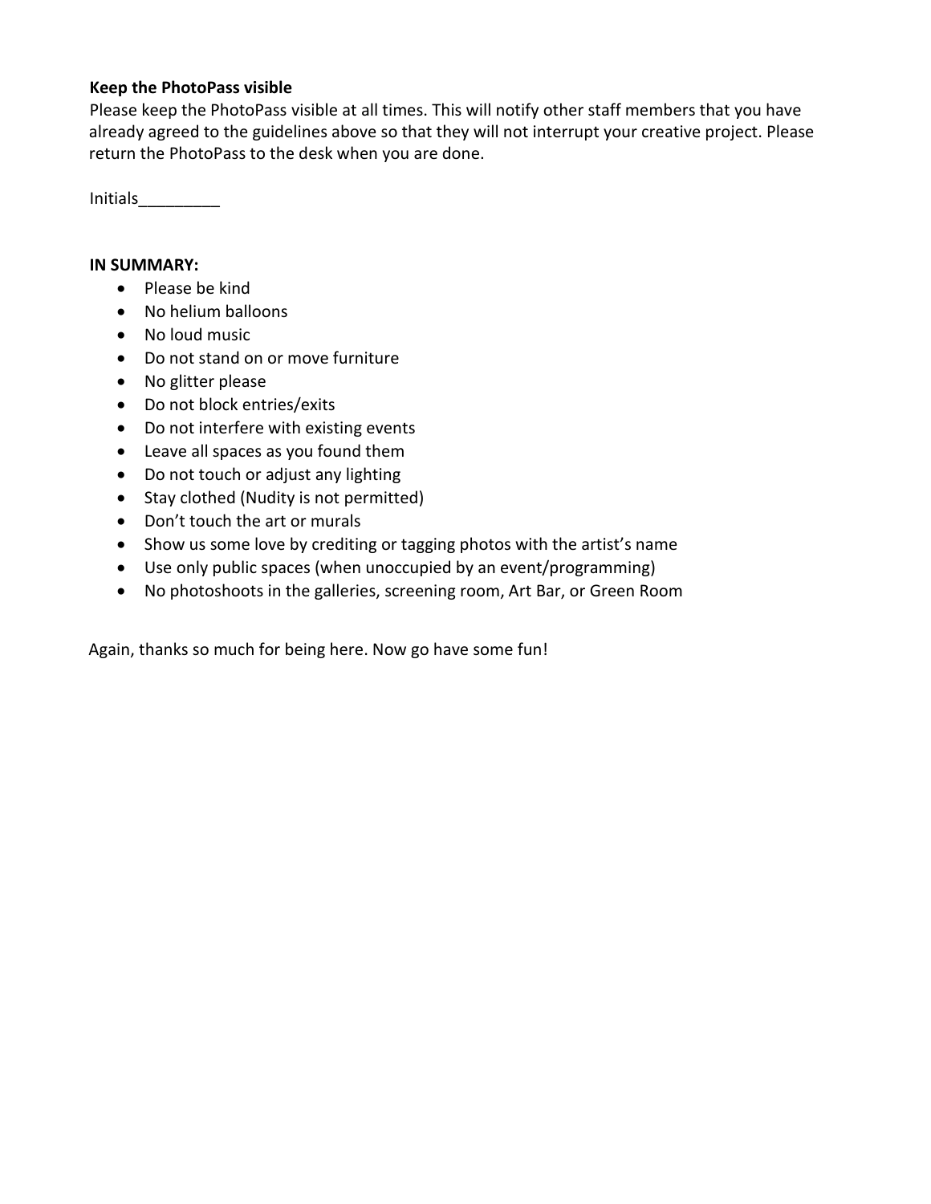**Keep the PhotoPass visible**

Please keep the PhotoPass visible at all times. This will notify other staff members that you have already agreed to the guidelines above so that they will not interrupt your creative project. Please return the PhotoPass to the desk when you are done.

Initials_________

**IN SUMMARY:**

- Please be kind
- No helium balloons
- No loud music
- Do not stand on or move furniture
- No glitter please
- Do not block entries/exits
- Do not interfere with existing events
- Leave all spaces as you found them
- Do not touch or adjust any lighting
- Stay clothed (Nudity is not permitted)
- Don't touch the art or murals
- Show us some love by crediting or tagging photos with the artist's name
- Use only public spaces (when unoccupied by an event/programming)
- No photoshoots in the galleries, screening room, Art Bar, or Green Room

Again, thanks so much for being here. Now go have some fun!